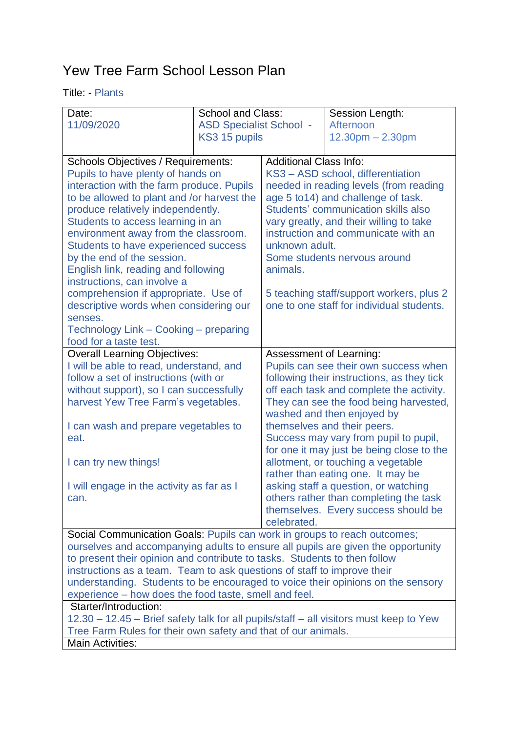# Yew Tree Farm School Lesson Plan

Title: - Plants

| Date: | School and Class: | Session Length: |
|---|---|---|
| 11/09/2020 | ASD Specialist School - KS3 15 pupils | Afternoon 12.30pm – 2.30pm |

| Schools Objectives / Requirements: | Additional Class Info: |
|---|---|
| Pupils to have plenty of hands on interaction with the farm produce. Pupils to be allowed to plant and /or harvest the produce relatively independently. Students to access learning in an environment away from the classroom. Students to have experienced success by the end of the session. English link, reading and following instructions, can involve a comprehension if appropriate. Use of descriptive words when considering our senses. Technology Link – Cooking – preparing food for a taste test. | KS3 – ASD school, differentiation needed in reading levels (from reading age 5 to14) and challenge of task. Students' communication skills also vary greatly, and their willing to take instruction and communicate with an unknown adult. Some students nervous around animals. <br><br> 5 teaching staff/support workers, plus 2 one to one staff for individual students. |
| **Overall Learning Objectives:** | **Assessment of Learning:** |
| I will be able to read, understand, and follow a set of instructions (with or without support), so I can successfully harvest Yew Tree Farm's vegetables. <br><br> I can wash and prepare vegetables to eat. <br><br> I can try new things! <br><br> I will engage in the activity as far as I can. | Pupils can see their own success when following their instructions, as they tick off each task and complete the activity. They can see the food being harvested, washed and then enjoyed by themselves and their peers. Success may vary from pupil to pupil, for one it may just be being close to the allotment, or touching a vegetable rather than eating one. It may be asking staff a question, or watching others rather than completing the task themselves. Every success should be celebrated. |

Social Communication Goals: Pupils can work in groups to reach outcomes; ourselves and accompanying adults to ensure all pupils are given the opportunity to present their opinion and contribute to tasks. Students to then follow instructions as a team. Team to ask questions of staff to improve their understanding. Students to be encouraged to voice their opinions on the sensory experience – how does the food taste, smell and feel.

Starter/Introduction:
12.30 – 12.45 – Brief safety talk for all pupils/staff – all visitors must keep to Yew Tree Farm Rules for their own safety and that of our animals.

Main Activities: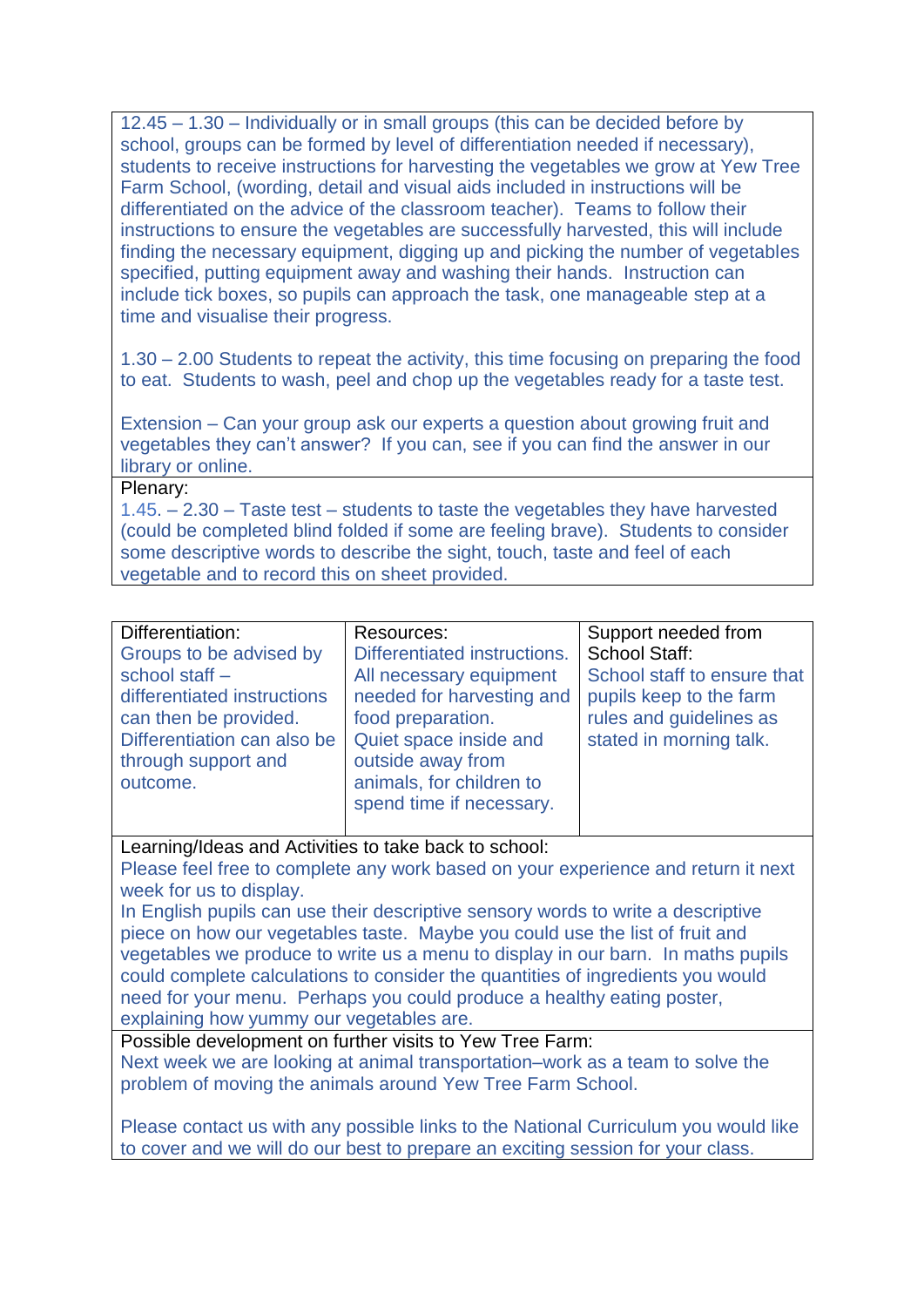12.45 – 1.30 – Individually or in small groups (this can be decided before by school, groups can be formed by level of differentiation needed if necessary), students to receive instructions for harvesting the vegetables we grow at Yew Tree Farm School, (wording, detail and visual aids included in instructions will be differentiated on the advice of the classroom teacher). Teams to follow their instructions to ensure the vegetables are successfully harvested, this will include finding the necessary equipment, digging up and picking the number of vegetables specified, putting equipment away and washing their hands. Instruction can include tick boxes, so pupils can approach the task, one manageable step at a time and visualise their progress.

1.30 – 2.00 Students to repeat the activity, this time focusing on preparing the food to eat. Students to wash, peel and chop up the vegetables ready for a taste test.

Extension – Can your group ask our experts a question about growing fruit and vegetables they can't answer? If you can, see if you can find the answer in our library or online.

Plenary:
1.45. – 2.30 – Taste test – students to taste the vegetables they have harvested (could be completed blind folded if some are feeling brave). Students to consider some descriptive words to describe the sight, touch, taste and feel of each vegetable and to record this on sheet provided.

| Differentiation: | Resources: | Support needed from School Staff: |
| --- | --- | --- |
| Groups to be advised by school staff – differentiated instructions can then be provided. Differentiation can also be through support and outcome. | Differentiated instructions. All necessary equipment needed for harvesting and food preparation. Quiet space inside and outside away from animals, for children to spend time if necessary. | School staff to ensure that pupils keep to the farm rules and guidelines as stated in morning talk. |

Learning/Ideas and Activities to take back to school:
Please feel free to complete any work based on your experience and return it next week for us to display.
In English pupils can use their descriptive sensory words to write a descriptive piece on how our vegetables taste. Maybe you could use the list of fruit and vegetables we produce to write us a menu to display in our barn. In maths pupils could complete calculations to consider the quantities of ingredients you would need for your menu. Perhaps you could produce a healthy eating poster, explaining how yummy our vegetables are.

Possible development on further visits to Yew Tree Farm:
Next week we are looking at animal transportation–work as a team to solve the problem of moving the animals around Yew Tree Farm School.

Please contact us with any possible links to the National Curriculum you would like to cover and we will do our best to prepare an exciting session for your class.